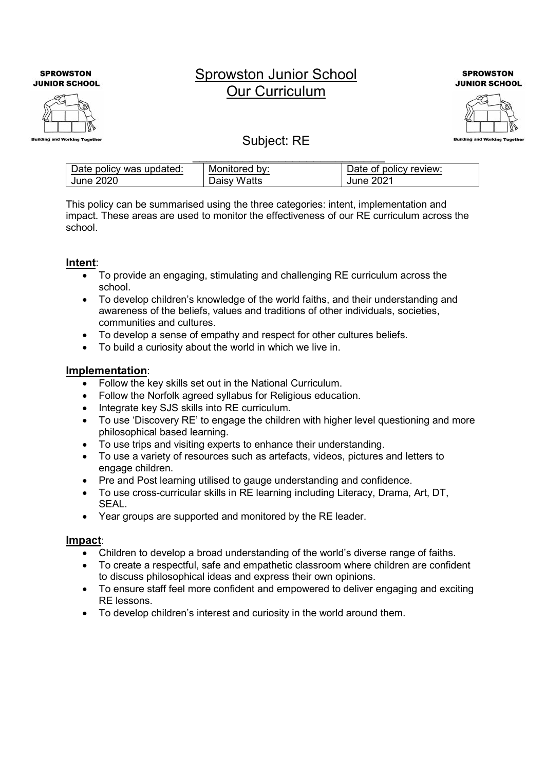# Sprowston Junior School
# Our Curriculum

## Subject: RE

| Date policy was updated: | Monitored by: | Date of policy review: |
|---|---|---|
| June 2020 | Daisy Watts | June 2021 |

This policy can be summarised using the three categories: intent, implementation and impact. These areas are used to monitor the effectiveness of our RE curriculum across the school.

### Intent:

- To provide an engaging, stimulating and challenging RE curriculum across the school.
- To develop children's knowledge of the world faiths, and their understanding and awareness of the beliefs, values and traditions of other individuals, societies, communities and cultures.
- To develop a sense of empathy and respect for other cultures beliefs.
- To build a curiosity about the world in which we live in.

### Implementation:

- Follow the key skills set out in the National Curriculum.
- Follow the Norfolk agreed syllabus for Religious education.
- Integrate key SJS skills into RE curriculum.
- To use 'Discovery RE' to engage the children with higher level questioning and more philosophical based learning.
- To use trips and visiting experts to enhance their understanding.
- To use a variety of resources such as artefacts, videos, pictures and letters to engage children.
- Pre and Post learning utilised to gauge understanding and confidence.
- To use cross-curricular skills in RE learning including Literacy, Drama, Art, DT, SEAL.
- Year groups are supported and monitored by the RE leader.

### Impact:

- Children to develop a broad understanding of the world's diverse range of faiths.
- To create a respectful, safe and empathetic classroom where children are confident to discuss philosophical ideas and express their own opinions.
- To ensure staff feel more confident and empowered to deliver engaging and exciting RE lessons.
- To develop children's interest and curiosity in the world around them.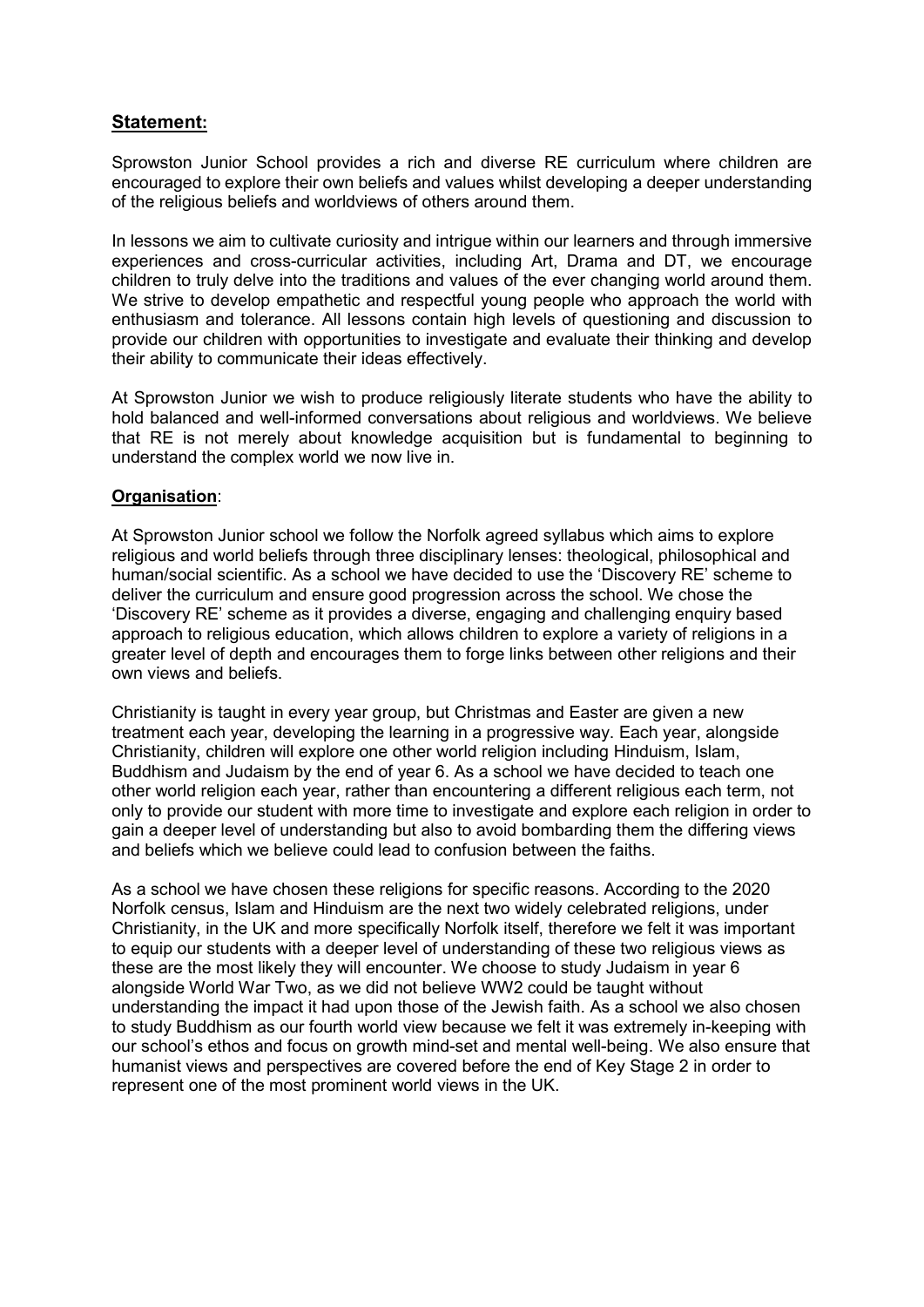**Statement:**

Sprowston Junior School provides a rich and diverse RE curriculum where children are encouraged to explore their own beliefs and values whilst developing a deeper understanding of the religious beliefs and worldviews of others around them.

In lessons we aim to cultivate curiosity and intrigue within our learners and through immersive experiences and cross-curricular activities, including Art, Drama and DT, we encourage children to truly delve into the traditions and values of the ever changing world around them. We strive to develop empathetic and respectful young people who approach the world with enthusiasm and tolerance. All lessons contain high levels of questioning and discussion to provide our children with opportunities to investigate and evaluate their thinking and develop their ability to communicate their ideas effectively.

At Sprowston Junior we wish to produce religiously literate students who have the ability to hold balanced and well-informed conversations about religious and worldviews. We believe that RE is not merely about knowledge acquisition but is fundamental to beginning to understand the complex world we now live in.

**Organisation**:

At Sprowston Junior school we follow the Norfolk agreed syllabus which aims to explore religious and world beliefs through three disciplinary lenses: theological, philosophical and human/social scientific. As a school we have decided to use the 'Discovery RE' scheme to deliver the curriculum and ensure good progression across the school. We chose the 'Discovery RE' scheme as it provides a diverse, engaging and challenging enquiry based approach to religious education, which allows children to explore a variety of religions in a greater level of depth and encourages them to forge links between other religions and their own views and beliefs.

Christianity is taught in every year group, but Christmas and Easter are given a new treatment each year, developing the learning in a progressive way. Each year, alongside Christianity, children will explore one other world religion including Hinduism, Islam, Buddhism and Judaism by the end of year 6. As a school we have decided to teach one other world religion each year, rather than encountering a different religious each term, not only to provide our student with more time to investigate and explore each religion in order to gain a deeper level of understanding but also to avoid bombarding them the differing views and beliefs which we believe could lead to confusion between the faiths.

As a school we have chosen these religions for specific reasons. According to the 2020 Norfolk census, Islam and Hinduism are the next two widely celebrated religions, under Christianity, in the UK and more specifically Norfolk itself, therefore we felt it was important to equip our students with a deeper level of understanding of these two religious views as these are the most likely they will encounter. We choose to study Judaism in year 6 alongside World War Two, as we did not believe WW2 could be taught without understanding the impact it had upon those of the Jewish faith. As a school we also chosen to study Buddhism as our fourth world view because we felt it was extremely in-keeping with our school's ethos and focus on growth mind-set and mental well-being. We also ensure that humanist views and perspectives are covered before the end of Key Stage 2 in order to represent one of the most prominent world views in the UK.